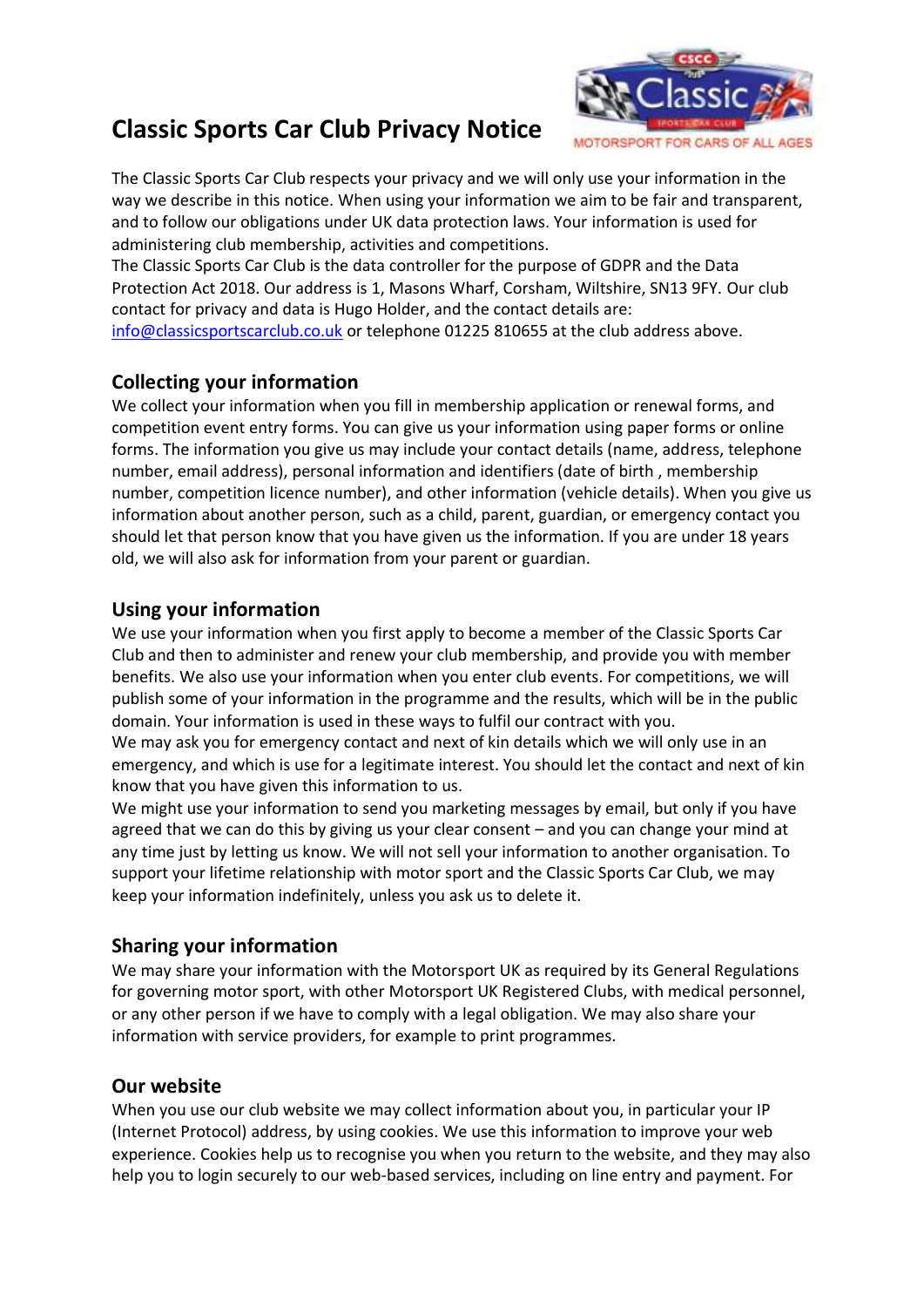# Classic Sports Car Club Privacy Notice

The Classic Sports Car Club respects your privacy and we will only use your information in the way we describe in this notice. When using your information we aim to be fair and transparent, and to follow our obligations under UK data protection laws. Your information is used for administering club membership, activities and competitions.

The Classic Sports Car Club is the data controller for the purpose of GDPR and the Data Protection Act 2018. Our address is 1, Masons Wharf, Corsham, Wiltshire, SN13 9FY. Our club contact for privacy and data is Hugo Holder, and the contact details are: info@classicsportscarclub.co.uk or telephone 01225 810655 at the club address above.

## Collecting your information

We collect your information when you fill in membership application or renewal forms, and competition event entry forms. You can give us your information using paper forms or online forms. The information you give us may include your contact details (name, address, telephone number, email address), personal information and identifiers (date of birth , membership number, competition licence number), and other information (vehicle details). When you give us information about another person, such as a child, parent, guardian, or emergency contact you should let that person know that you have given us the information. If you are under 18 years old, we will also ask for information from your parent or guardian.

## Using your information

We use your information when you first apply to become a member of the Classic Sports Car Club and then to administer and renew your club membership, and provide you with member benefits. We also use your information when you enter club events. For competitions, we will publish some of your information in the programme and the results, which will be in the public domain. Your information is used in these ways to fulfil our contract with you.

We may ask you for emergency contact and next of kin details which we will only use in an emergency, and which is use for a legitimate interest. You should let the contact and next of kin know that you have given this information to us.

We might use your information to send you marketing messages by email, but only if you have agreed that we can do this by giving us your clear consent – and you can change your mind at any time just by letting us know. We will not sell your information to another organisation. To support your lifetime relationship with motor sport and the Classic Sports Car Club, we may keep your information indefinitely, unless you ask us to delete it.

## Sharing your information

We may share your information with the Motorsport UK as required by its General Regulations for governing motor sport, with other Motorsport UK Registered Clubs, with medical personnel, or any other person if we have to comply with a legal obligation. We may also share your information with service providers, for example to print programmes.

## Our website

When you use our club website we may collect information about you, in particular your IP (Internet Protocol) address, by using cookies. We use this information to improve your web experience. Cookies help us to recognise you when you return to the website, and they may also help you to login securely to our web-based services, including on line entry and payment. For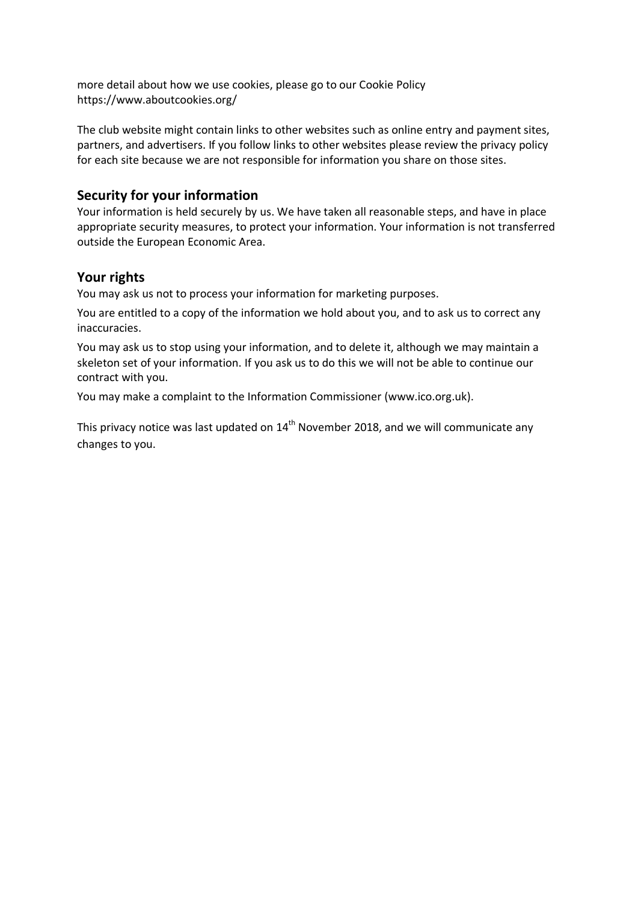more detail about how we use cookies, please go to our Cookie Policy https://www.aboutcookies.org/

The club website might contain links to other websites such as online entry and payment sites, partners, and advertisers. If you follow links to other websites please review the privacy policy for each site because we are not responsible for information you share on those sites.

## Security for your information

Your information is held securely by us. We have taken all reasonable steps, and have in place appropriate security measures, to protect your information. Your information is not transferred outside the European Economic Area.

## Your rights

You may ask us not to process your information for marketing purposes.

You are entitled to a copy of the information we hold about you, and to ask us to correct any inaccuracies.

You may ask us to stop using your information, and to delete it, although we may maintain a skeleton set of your information. If you ask us to do this we will not be able to continue our contract with you.

You may make a complaint to the Information Commissioner (www.ico.org.uk).

This privacy notice was last updated on 14th November 2018, and we will communicate any changes to you.